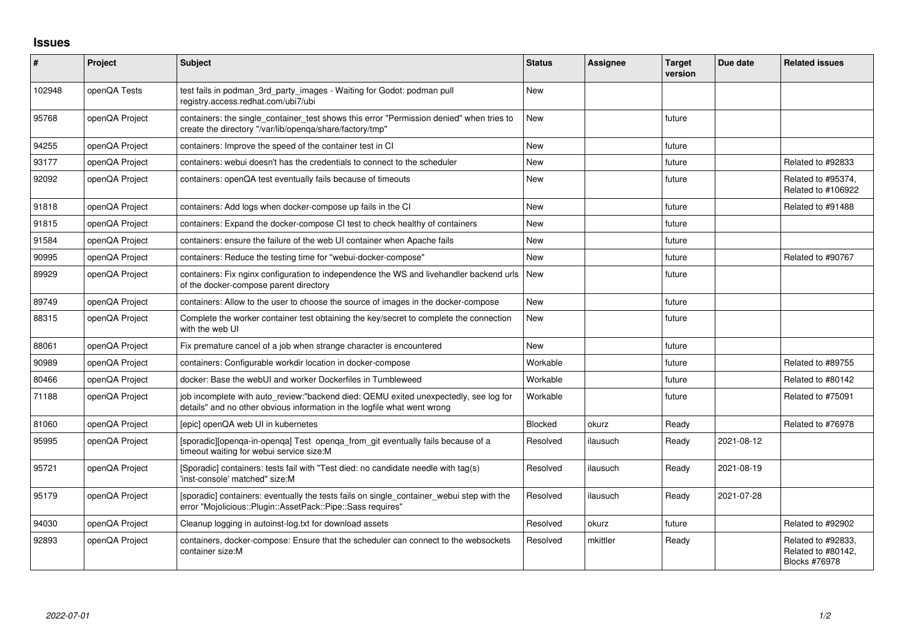## Issues

| # | Project | Subject | Status | Assignee | Target version | Due date | Related issues |
|---|---|---|---|---|---|---|---|
| 102948 | openQA Tests | test fails in podman_3rd_party_images - Waiting for Godot: podman pull registry.access.redhat.com/ubi7/ubi | New | | | | |
| 95768 | openQA Project | containers: the single_container_test shows this error "Permission denied" when tries to create the directory "/var/lib/openqa/share/factory/tmp" | New | | future | | |
| 94255 | openQA Project | containers: Improve the speed of the container test in CI | New | | future | | |
| 93177 | openQA Project | containers: webui doesn't has the credentials to connect to the scheduler | New | | future | | Related to #92833 |
| 92092 | openQA Project | containers: openQA test eventually fails because of timeouts | New | | future | | Related to #95374, Related to #106922 |
| 91818 | openQA Project | containers: Add logs when docker-compose up fails in the CI | New | | future | | Related to #91488 |
| 91815 | openQA Project | containers: Expand the docker-compose CI test to check healthy of containers | New | | future | | |
| 91584 | openQA Project | containers: ensure the failure of the web UI container when Apache fails | New | | future | | |
| 90995 | openQA Project | containers: Reduce the testing time for "webui-docker-compose" | New | | future | | Related to #90767 |
| 89929 | openQA Project | containers: Fix nginx configuration to independence the WS and livehandler backend urls of the docker-compose parent directory | New | | future | | |
| 89749 | openQA Project | containers: Allow to the user to choose the source of images in the docker-compose | New | | future | | |
| 88315 | openQA Project | Complete the worker container test obtaining the key/secret to complete the connection with the web UI | New | | future | | |
| 88061 | openQA Project | Fix premature cancel of a job when strange character is encountered | New | | future | | |
| 90989 | openQA Project | containers: Configurable workdir location in docker-compose | Workable | | future | | Related to #89755 |
| 80466 | openQA Project | docker: Base the webUI and worker Dockerfiles in Tumbleweed | Workable | | future | | Related to #80142 |
| 71188 | openQA Project | job incomplete with auto_review:"backend died: QEMU exited unexpectedly, see log for details" and no other obvious information in the logfile what went wrong | Workable | | future | | Related to #75091 |
| 81060 | openQA Project | [epic] openQA web UI in kubernetes | Blocked | okurz | Ready | | Related to #76978 |
| 95995 | openQA Project | [sporadic][openqa-in-openqa] Test openqa_from_git eventually fails because of a timeout waiting for webui service size:M | Resolved | ilausuch | Ready | 2021-08-12 | |
| 95721 | openQA Project | [Sporadic] containers: tests fail with "Test died: no candidate needle with tag(s) 'inst-console' matched" size:M | Resolved | ilausuch | Ready | 2021-08-19 | |
| 95179 | openQA Project | [sporadic] containers: eventually the tests fails on single_container_webui step with the error "Mojolicious::Plugin::AssetPack::Pipe::Sass requires" | Resolved | ilausuch | Ready | 2021-07-28 | |
| 94030 | openQA Project | Cleanup logging in autoinst-log.txt for download assets | Resolved | okurz | future | | Related to #92902 |
| 92893 | openQA Project | containers, docker-compose: Ensure that the scheduler can connect to the websockets container size:M | Resolved | mkittler | Ready | | Related to #92833, Related to #80142, Blocks #76978 |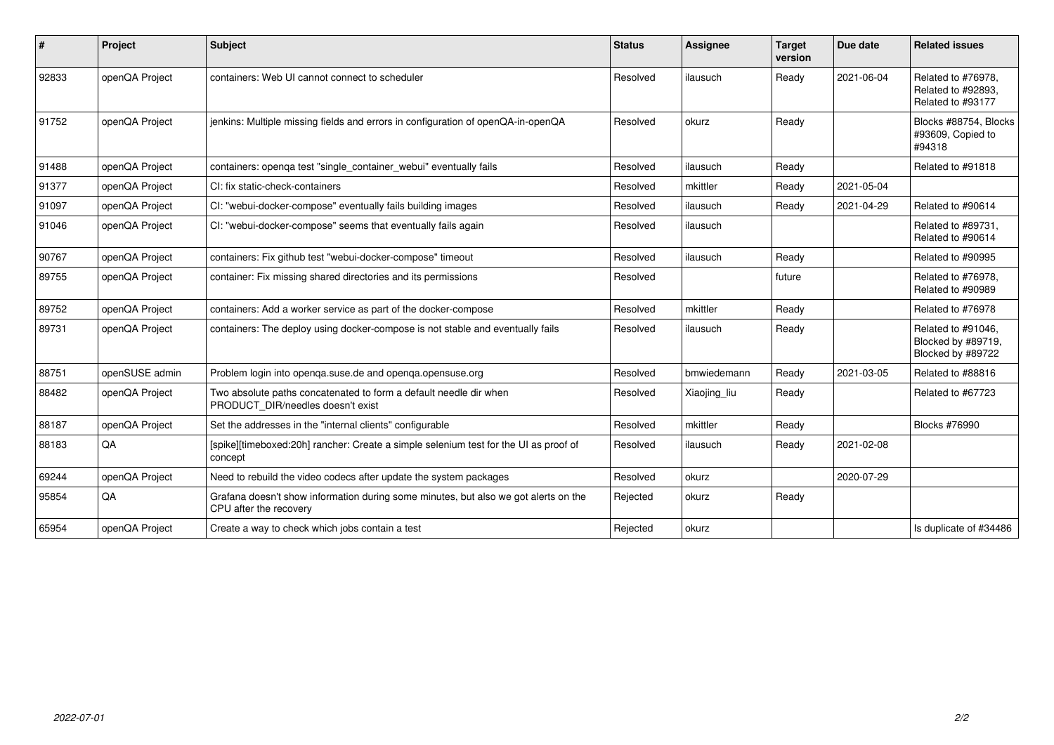| # | Project | Subject | Status | Assignee | Target version | Due date | Related issues |
|---|---|---|---|---|---|---|---|
| 92833 | openQA Project | containers: Web UI cannot connect to scheduler | Resolved | ilausuch | Ready | 2021-06-04 | Related to #76978, Related to #92893, Related to #93177 |
| 91752 | openQA Project | jenkins: Multiple missing fields and errors in configuration of openQA-in-openQA | Resolved | okurz | Ready | | Blocks #88754, Blocks #93609, Copied to #94318 |
| 91488 | openQA Project | containers: openqa test "single_container_webui" eventually fails | Resolved | ilausuch | Ready | | Related to #91818 |
| 91377 | openQA Project | CI: fix static-check-containers | Resolved | mkittler | Ready | 2021-05-04 | |
| 91097 | openQA Project | CI: "webui-docker-compose" eventually fails building images | Resolved | ilausuch | Ready | 2021-04-29 | Related to #90614 |
| 91046 | openQA Project | CI: "webui-docker-compose" seems that eventually fails again | Resolved | ilausuch | | | Related to #89731, Related to #90614 |
| 90767 | openQA Project | containers: Fix github test "webui-docker-compose" timeout | Resolved | ilausuch | Ready | | Related to #90995 |
| 89755 | openQA Project | container: Fix missing shared directories and its permissions | Resolved | | future | | Related to #76978, Related to #90989 |
| 89752 | openQA Project | containers: Add a worker service as part of the docker-compose | Resolved | mkittler | Ready | | Related to #76978 |
| 89731 | openQA Project | containers: The deploy using docker-compose is not stable and eventually fails | Resolved | ilausuch | Ready | | Related to #91046, Blocked by #89719, Blocked by #89722 |
| 88751 | openSUSE admin | Problem login into openqa.suse.de and openqa.opensuse.org | Resolved | bmwiedemann | Ready | 2021-03-05 | Related to #88816 |
| 88482 | openQA Project | Two absolute paths concatenated to form a default needle dir when PRODUCT_DIR/needles doesn't exist | Resolved | Xiaojing_liu | Ready | | Related to #67723 |
| 88187 | openQA Project | Set the addresses in the "internal clients" configurable | Resolved | mkittler | Ready | | Blocks #76990 |
| 88183 | QA | [spike][timeboxed:20h] rancher: Create a simple selenium test for the UI as proof of concept | Resolved | ilausuch | Ready | 2021-02-08 | |
| 69244 | openQA Project | Need to rebuild the video codecs after update the system packages | Resolved | okurz | | 2020-07-29 | |
| 95854 | QA | Grafana doesn't show information during some minutes, but also we got alerts on the CPU after the recovery | Rejected | okurz | Ready | | |
| 65954 | openQA Project | Create a way to check which jobs contain a test | Rejected | okurz | | | Is duplicate of #34486 |